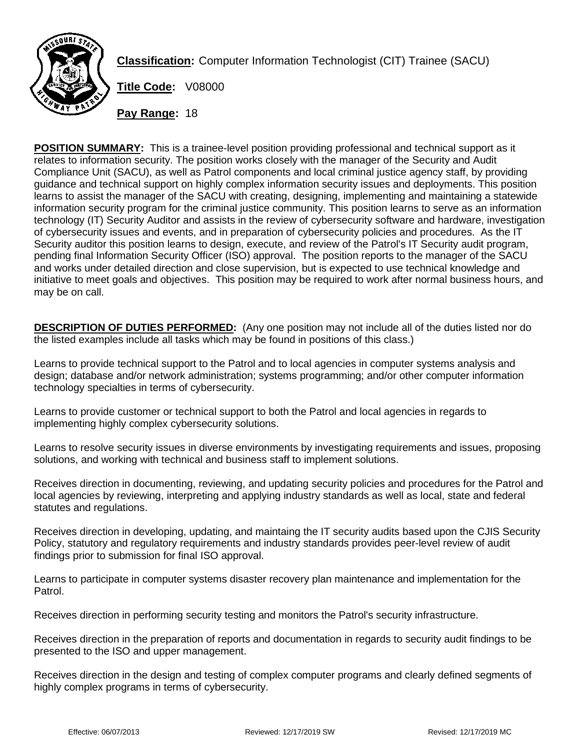**Classification:** Computer Information Technologist (CIT) Trainee (SACU)

**Title Code:** V08000

**Pay Range:** 18

**POSITION SUMMARY:** This is a trainee-level position providing professional and technical support as it relates to information security. The position works closely with the manager of the Security and Audit Compliance Unit (SACU), as well as Patrol components and local criminal justice agency staff, by providing guidance and technical support on highly complex information security issues and deployments. This position learns to assist the manager of the SACU with creating, designing, implementing and maintaining a statewide information security program for the criminal justice community. This position learns to serve as an information technology (IT) Security Auditor and assists in the review of cybersecurity software and hardware, investigation of cybersecurity issues and events, and in preparation of cybersecurity policies and procedures. As the IT Security auditor this position learns to design, execute, and review of the Patrol's IT Security audit program, pending final Information Security Officer (ISO) approval. The position reports to the manager of the SACU and works under detailed direction and close supervision, but is expected to use technical knowledge and initiative to meet goals and objectives. This position may be required to work after normal business hours, and may be on call.

**DESCRIPTION OF DUTIES PERFORMED:** (Any one position may not include all of the duties listed nor do the listed examples include all tasks which may be found in positions of this class.)

Learns to provide technical support to the Patrol and to local agencies in computer systems analysis and design; database and/or network administration; systems programming; and/or other computer information technology specialties in terms of cybersecurity.

Learns to provide customer or technical support to both the Patrol and local agencies in regards to implementing highly complex cybersecurity solutions.

Learns to resolve security issues in diverse environments by investigating requirements and issues, proposing solutions, and working with technical and business staff to implement solutions.

Receives direction in documenting, reviewing, and updating security policies and procedures for the Patrol and local agencies by reviewing, interpreting and applying industry standards as well as local, state and federal statutes and regulations.

Receives direction in developing, updating, and maintaing the IT security audits based upon the CJIS Security Policy, statutory and regulatory requirements and industry standards provides peer-level review of audit findings prior to submission for final ISO approval.

Learns to participate in computer systems disaster recovery plan maintenance and implementation for the Patrol.

Receives direction in performing security testing and monitors the Patrol's security infrastructure.

Receives direction in the preparation of reports and documentation in regards to security audit findings to be presented to the ISO and upper management.

Receives direction in the design and testing of complex computer programs and clearly defined segments of highly complex programs in terms of cybersecurity.

Effective: 06/07/2013 Reviewed: 12/17/2019 SW Revised: 12/17/2019 MC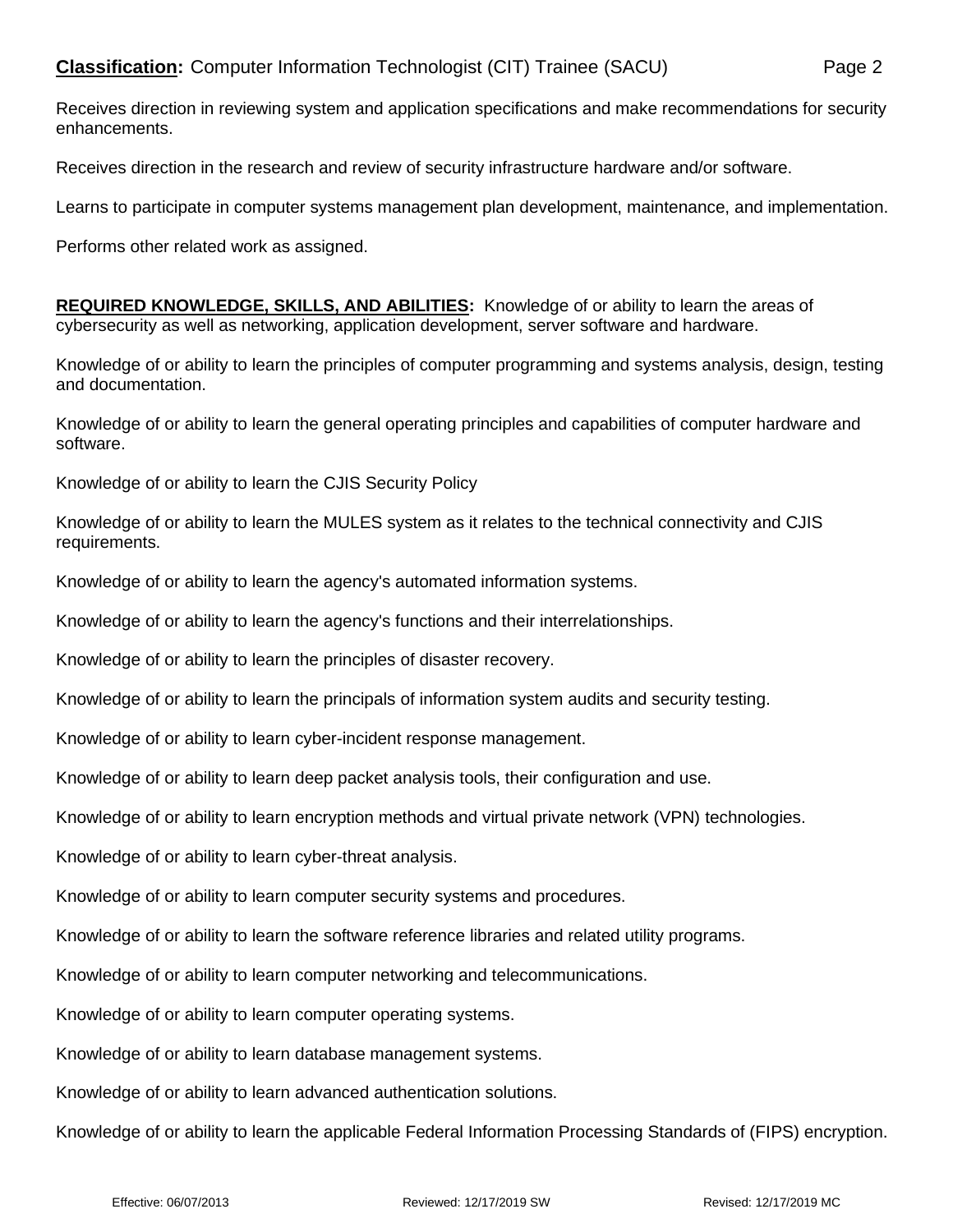Receives direction in reviewing system and application specifications and make recommendations for security enhancements.

Receives direction in the research and review of security infrastructure hardware and/or software.

Learns to participate in computer systems management plan development, maintenance, and implementation.

Performs other related work as assigned.

**REQUIRED KNOWLEDGE, SKILLS, AND ABILITIES:** Knowledge of or ability to learn the areas of cybersecurity as well as networking, application development, server software and hardware.

Knowledge of or ability to learn the principles of computer programming and systems analysis, design, testing and documentation.

Knowledge of or ability to learn the general operating principles and capabilities of computer hardware and software.

Knowledge of or ability to learn the CJIS Security Policy

Knowledge of or ability to learn the MULES system as it relates to the technical connectivity and CJIS requirements.

Knowledge of or ability to learn the agency's automated information systems.

Knowledge of or ability to learn the agency's functions and their interrelationships.

Knowledge of or ability to learn the principles of disaster recovery.

Knowledge of or ability to learn the principals of information system audits and security testing.

Knowledge of or ability to learn cyber-incident response management.

Knowledge of or ability to learn deep packet analysis tools, their configuration and use.

Knowledge of or ability to learn encryption methods and virtual private network (VPN) technologies.

Knowledge of or ability to learn cyber-threat analysis.

Knowledge of or ability to learn computer security systems and procedures.

Knowledge of or ability to learn the software reference libraries and related utility programs.

Knowledge of or ability to learn computer networking and telecommunications.

Knowledge of or ability to learn computer operating systems.

Knowledge of or ability to learn database management systems.

Knowledge of or ability to learn advanced authentication solutions.

Knowledge of or ability to learn the applicable Federal Information Processing Standards of (FIPS) encryption.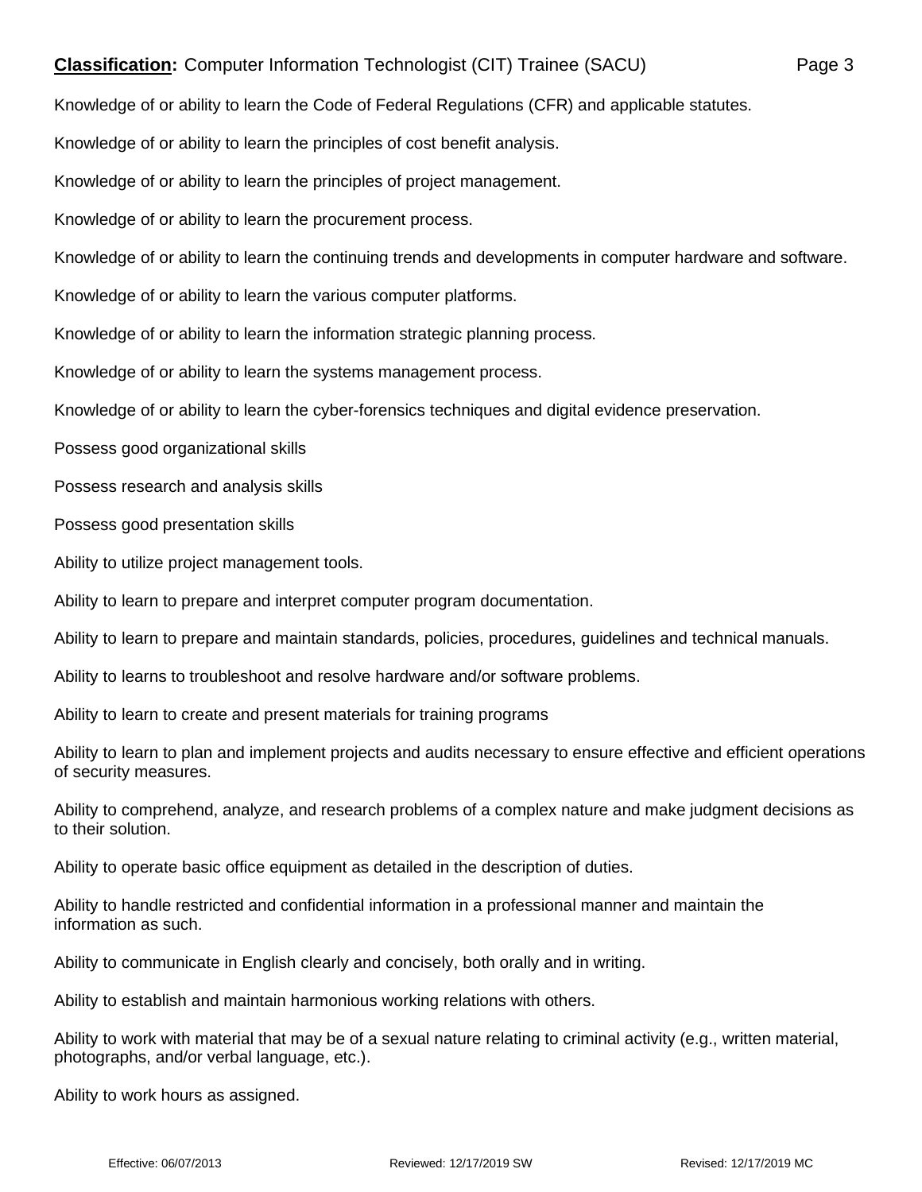Knowledge of or ability to learn the Code of Federal Regulations (CFR) and applicable statutes.

Knowledge of or ability to learn the principles of cost benefit analysis.

Knowledge of or ability to learn the principles of project management.

Knowledge of or ability to learn the procurement process.

Knowledge of or ability to learn the continuing trends and developments in computer hardware and software.

Knowledge of or ability to learn the various computer platforms.

Knowledge of or ability to learn the information strategic planning process.

Knowledge of or ability to learn the systems management process.

Knowledge of or ability to learn the cyber-forensics techniques and digital evidence preservation.

Possess good organizational skills

Possess research and analysis skills

Possess good presentation skills

Ability to utilize project management tools.

Ability to learn to prepare and interpret computer program documentation.

Ability to learn to prepare and maintain standards, policies, procedures, guidelines and technical manuals.

Ability to learns to troubleshoot and resolve hardware and/or software problems.

Ability to learn to create and present materials for training programs

Ability to learn to plan and implement projects and audits necessary to ensure effective and efficient operations of security measures.

Ability to comprehend, analyze, and research problems of a complex nature and make judgment decisions as to their solution.

Ability to operate basic office equipment as detailed in the description of duties.

Ability to handle restricted and confidential information in a professional manner and maintain the information as such.

Ability to communicate in English clearly and concisely, both orally and in writing.

Ability to establish and maintain harmonious working relations with others.

Ability to work with material that may be of a sexual nature relating to criminal activity (e.g., written material, photographs, and/or verbal language, etc.).

Ability to work hours as assigned.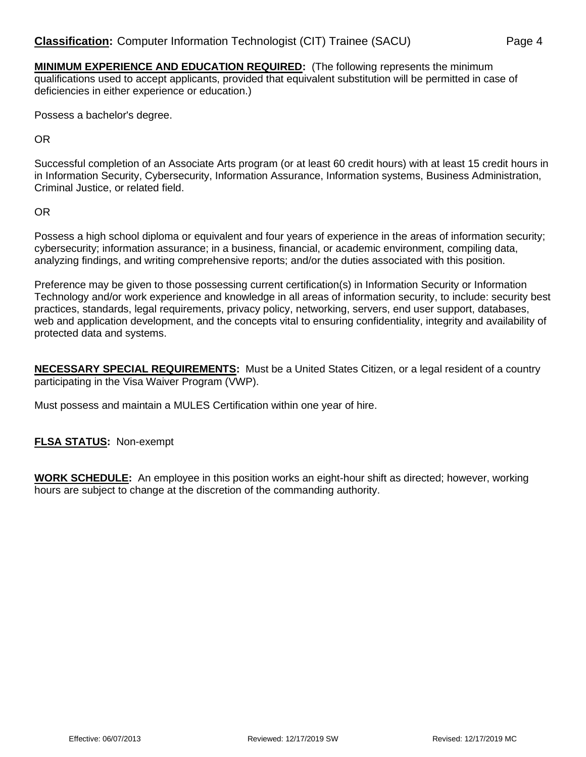**MINIMUM EXPERIENCE AND EDUCATION REQUIRED:** (The following represents the minimum qualifications used to accept applicants, provided that equivalent substitution will be permitted in case of deficiencies in either experience or education.)

Possess a bachelor's degree.

OR

Successful completion of an Associate Arts program (or at least 60 credit hours) with at least 15 credit hours in in Information Security, Cybersecurity, Information Assurance, Information systems, Business Administration, Criminal Justice, or related field.

OR

Possess a high school diploma or equivalent and four years of experience in the areas of information security; cybersecurity; information assurance; in a business, financial, or academic environment, compiling data, analyzing findings, and writing comprehensive reports; and/or the duties associated with this position.

Preference may be given to those possessing current certification(s) in Information Security or Information Technology and/or work experience and knowledge in all areas of information security, to include: security best practices, standards, legal requirements, privacy policy, networking, servers, end user support, databases, web and application development, and the concepts vital to ensuring confidentiality, integrity and availability of protected data and systems.

**NECESSARY SPECIAL REQUIREMENTS:** Must be a United States Citizen, or a legal resident of a country participating in the Visa Waiver Program (VWP).

Must possess and maintain a MULES Certification within one year of hire.

**FLSA STATUS:** Non-exempt

**WORK SCHEDULE:** An employee in this position works an eight-hour shift as directed; however, working hours are subject to change at the discretion of the commanding authority.